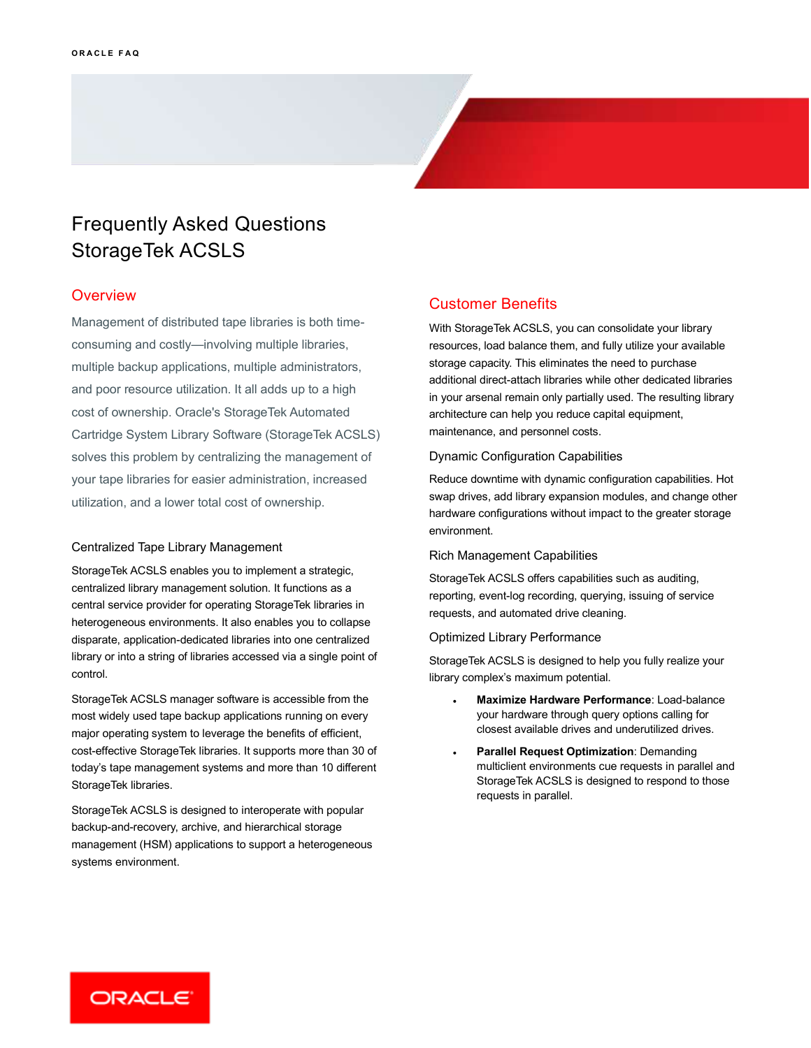# Frequently Asked Questions StorageTek ACSLS

## Overview

Management of distributed tape libraries is both time-consuming and costly—involving multiple libraries, multiple backup applications, multiple administrators, and poor resource utilization. It all adds up to a high cost of ownership. Oracle's StorageTek Automated Cartridge System Library Software (StorageTek ACSLS) solves this problem by centralizing the management of your tape libraries for easier administration, increased utilization, and a lower total cost of ownership.

### Centralized Tape Library Management

StorageTek ACSLS enables you to implement a strategic, centralized library management solution. It functions as a central service provider for operating StorageTek libraries in heterogeneous environments. It also enables you to collapse disparate, application-dedicated libraries into one centralized library or into a string of libraries accessed via a single point of control.

StorageTek ACSLS manager software is accessible from the most widely used tape backup applications running on every major operating system to leverage the benefits of efficient, cost-effective StorageTek libraries. It supports more than 30 of today's tape management systems and more than 10 different StorageTek libraries.

StorageTek ACSLS is designed to interoperate with popular backup-and-recovery, archive, and hierarchical storage management (HSM) applications to support a heterogeneous systems environment.

## Customer Benefits

With StorageTek ACSLS, you can consolidate your library resources, load balance them, and fully utilize your available storage capacity. This eliminates the need to purchase additional direct-attach libraries while other dedicated libraries in your arsenal remain only partially used. The resulting library architecture can help you reduce capital equipment, maintenance, and personnel costs.

### Dynamic Configuration Capabilities

Reduce downtime with dynamic configuration capabilities. Hot swap drives, add library expansion modules, and change other hardware configurations without impact to the greater storage environment.

### Rich Management Capabilities

StorageTek ACSLS offers capabilities such as auditing, reporting, event-log recording, querying, issuing of service requests, and automated drive cleaning.

### Optimized Library Performance

StorageTek ACSLS is designed to help you fully realize your library complex's maximum potential.

- **Maximize Hardware Performance**: Load-balance your hardware through query options calling for closest available drives and underutilized drives.
- **Parallel Request Optimization**: Demanding multiclient environments cue requests in parallel and StorageTek ACSLS is designed to respond to those requests in parallel.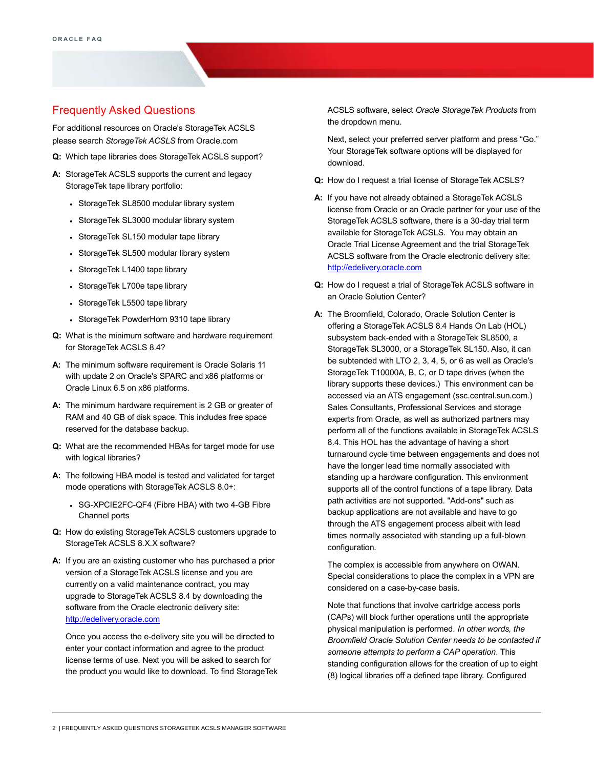## Frequently Asked Questions

For additional resources on Oracle's StorageTek ACSLS please search *StorageTek ACSLS* from Oracle.com

**Q:** Which tape libraries does StorageTek ACSLS support?

**A:** StorageTek ACSLS supports the current and legacy StorageTek tape library portfolio:

- StorageTek SL8500 modular library system
- StorageTek SL3000 modular library system
- StorageTek SL150 modular tape library
- StorageTek SL500 modular library system
- StorageTek L1400 tape library
- StorageTek L700e tape library
- StorageTek L5500 tape library
- StorageTek PowderHorn 9310 tape library

**Q:** What is the minimum software and hardware requirement for StorageTek ACSLS 8.4?

**A:** The minimum software requirement is Oracle Solaris 11 with update 2 on Oracle's SPARC and x86 platforms or Oracle Linux 6.5 on x86 platforms.

**A:** The minimum hardware requirement is 2 GB or greater of RAM and 40 GB of disk space. This includes free space reserved for the database backup.

**Q:** What are the recommended HBAs for target mode for use with logical libraries?

**A:** The following HBA model is tested and validated for target mode operations with StorageTek ACSLS 8.0+:

- SG-XPCIE2FC-QF4 (Fibre HBA) with two 4-GB Fibre Channel ports

**Q:** How do existing StorageTek ACSLS customers upgrade to StorageTek ACSLS 8.X.X software?

**A:** If you are an existing customer who has purchased a prior version of a StorageTek ACSLS license and you are currently on a valid maintenance contract, you may upgrade to StorageTek ACSLS 8.4 by downloading the software from the Oracle electronic delivery site: [http://edelivery.oracle.com](http://edelivery.oracle.com)

Once you access the e-delivery site you will be directed to enter your contact information and agree to the product license terms of use. Next you will be asked to search for the product you would like to download. To find StorageTek ACSLS software, select *Oracle StorageTek Products* from the dropdown menu.

Next, select your preferred server platform and press "Go." Your StorageTek software options will be displayed for download.

**Q:** How do I request a trial license of StorageTek ACSLS?

**A:** If you have not already obtained a StorageTek ACSLS license from Oracle or an Oracle partner for your use of the StorageTek ACSLS software, there is a 30-day trial term available for StorageTek ACSLS. You may obtain an Oracle Trial License Agreement and the trial StorageTek ACSLS software from the Oracle electronic delivery site: [http://edelivery.oracle.com](http://edelivery.oracle.com)

**Q:** How do I request a trial of StorageTek ACSLS software in an Oracle Solution Center?

**A:** The Broomfield, Colorado, Oracle Solution Center is offering a StorageTek ACSLS 8.4 Hands On Lab (HOL) subsystem back-ended with a StorageTek SL8500, a StorageTek SL3000, or a StorageTek SL150. Also, it can be subtended with LTO 2, 3, 4, 5, or 6 as well as Oracle's StorageTek T10000A, B, C, or D tape drives (when the library supports these devices.) This environment can be accessed via an ATS engagement (ssc.central.sun.com.) Sales Consultants, Professional Services and storage experts from Oracle, as well as authorized partners may perform all of the functions available in StorageTek ACSLS 8.4. This HOL has the advantage of having a short turnaround cycle time between engagements and does not have the longer lead time normally associated with standing up a hardware configuration. This environment supports all of the control functions of a tape library. Data path activities are not supported. "Add-ons" such as backup applications are not available and have to go through the ATS engagement process albeit with lead times normally associated with standing up a full-blown configuration.

The complex is accessible from anywhere on OWAN. Special considerations to place the complex in a VPN are considered on a case-by-case basis.

Note that functions that involve cartridge access ports (CAPs) will block further operations until the appropriate physical manipulation is performed. *In other words, the Broomfield Oracle Solution Center needs to be contacted if someone attempts to perform a CAP operation*. This standing configuration allows for the creation of up to eight (8) logical libraries off a defined tape library. Configured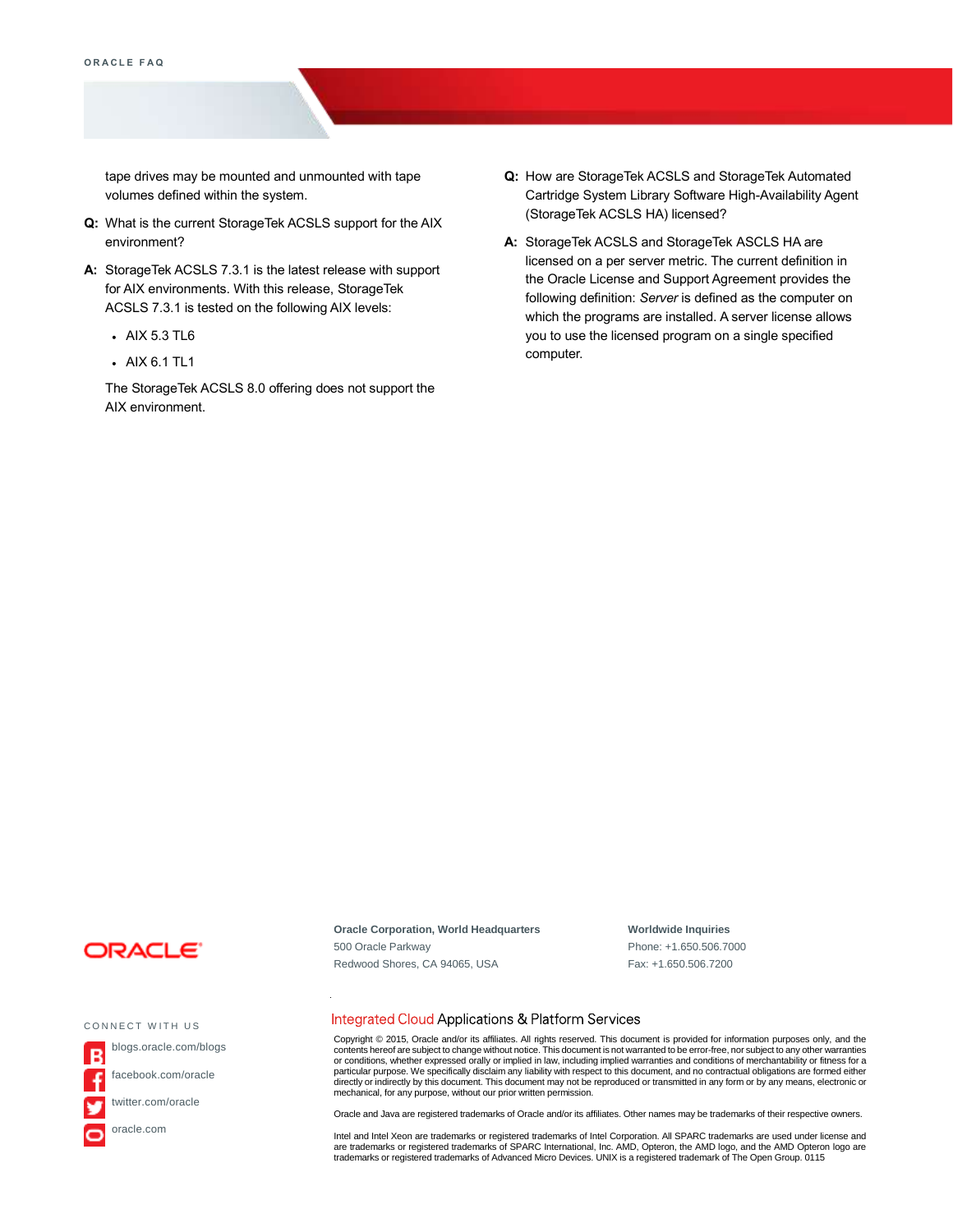tape drives may be mounted and unmounted with tape volumes defined within the system.

**Q:** What is the current StorageTek ACSLS support for the AIX environment?

**A:** StorageTek ACSLS 7.3.1 is the latest release with support for AIX environments. With this release, StorageTek ACSLS 7.3.1 is tested on the following AIX levels:

- AIX 5.3 TL6
- AIX 6.1 TL1

The StorageTek ACSLS 8.0 offering does not support the AIX environment.

**Q:** How are StorageTek ACSLS and StorageTek Automated Cartridge System Library Software High-Availability Agent (StorageTek ACSLS HA) licensed?

**A:** StorageTek ACSLS and StorageTek ASCLS HA are licensed on a per server metric. The current definition in the Oracle License and Support Agreement provides the following definition: *Server* is defined as the computer on which the programs are installed. A server license allows you to use the licensed program on a single specified computer.

ORACLE

**Oracle Corporation, World Headquarters**
500 Oracle Parkway
Redwood Shores, CA 94065, USA

**Worldwide Inquiries**
Phone: +1.650.506.7000
Fax: +1.650.506.7200

CONNECT WITH US

blogs.oracle.com/blogs
facebook.com/oracle
twitter.com/oracle
oracle.com

Integrated Cloud Applications & Platform Services

Copyright © 2015, Oracle and/or its affiliates. All rights reserved. This document is provided for information purposes only, and the contents hereof are subject to change without notice. This document is not warranted to be error-free, nor subject to any other warranties or conditions, whether expressed orally or implied in law, including implied warranties and conditions of merchantability or fitness for a particular purpose. We specifically disclaim any liability with respect to this document, and no contractual obligations are formed either directly or indirectly by this document. This document may not be reproduced or transmitted in any form or by any means, electronic or mechanical, for any purpose, without our prior written permission.

Oracle and Java are registered trademarks of Oracle and/or its affiliates. Other names may be trademarks of their respective owners.

Intel and Intel Xeon are trademarks or registered trademarks of Intel Corporation. All SPARC trademarks are used under license and are trademarks or registered trademarks of SPARC International, Inc. AMD, Opteron, the AMD logo, and the AMD Opteron logo are trademarks or registered trademarks of Advanced Micro Devices. UNIX is a registered trademark of The Open Group. 0115